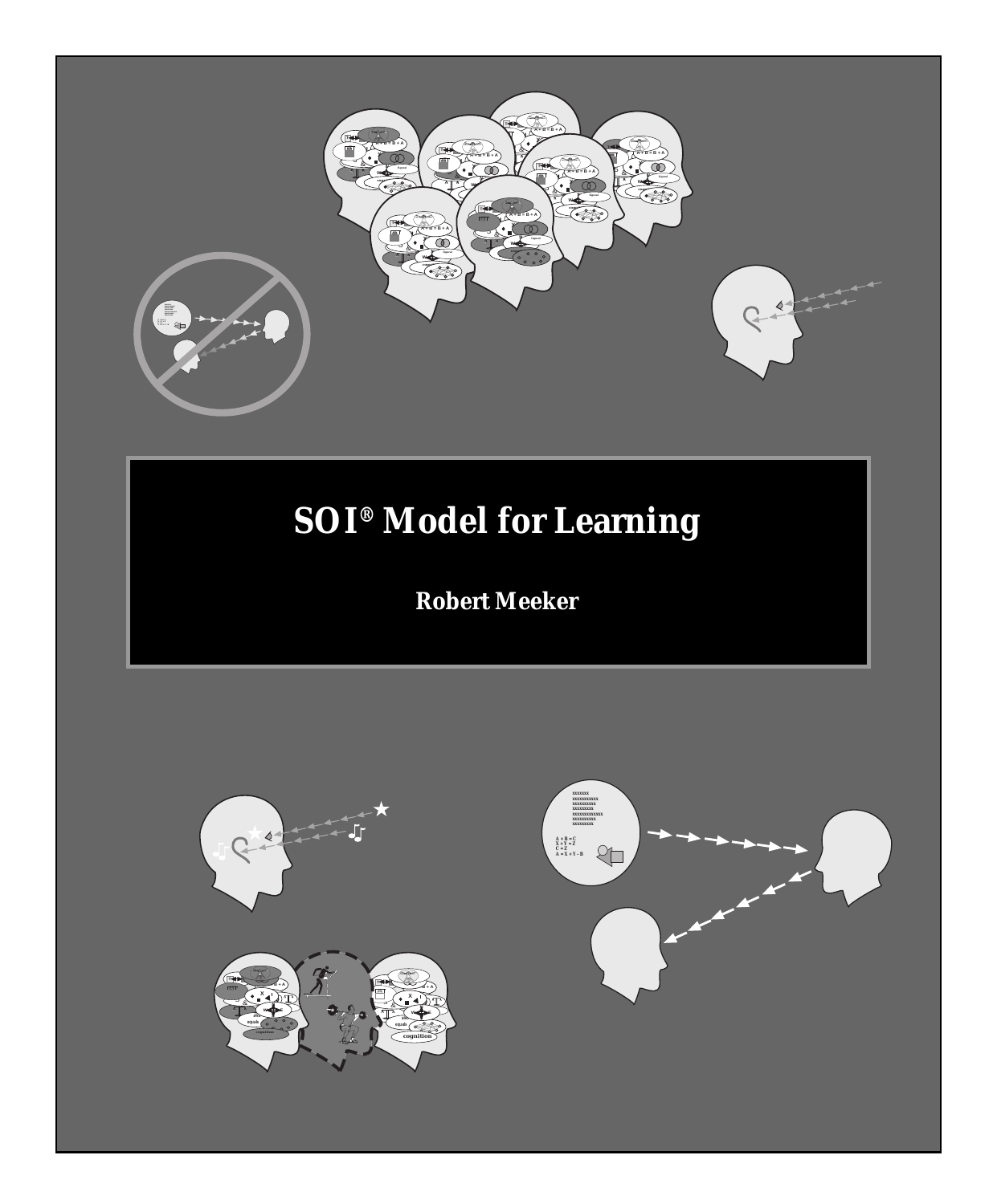# SOI® Model for Learning

**Robert Meeker**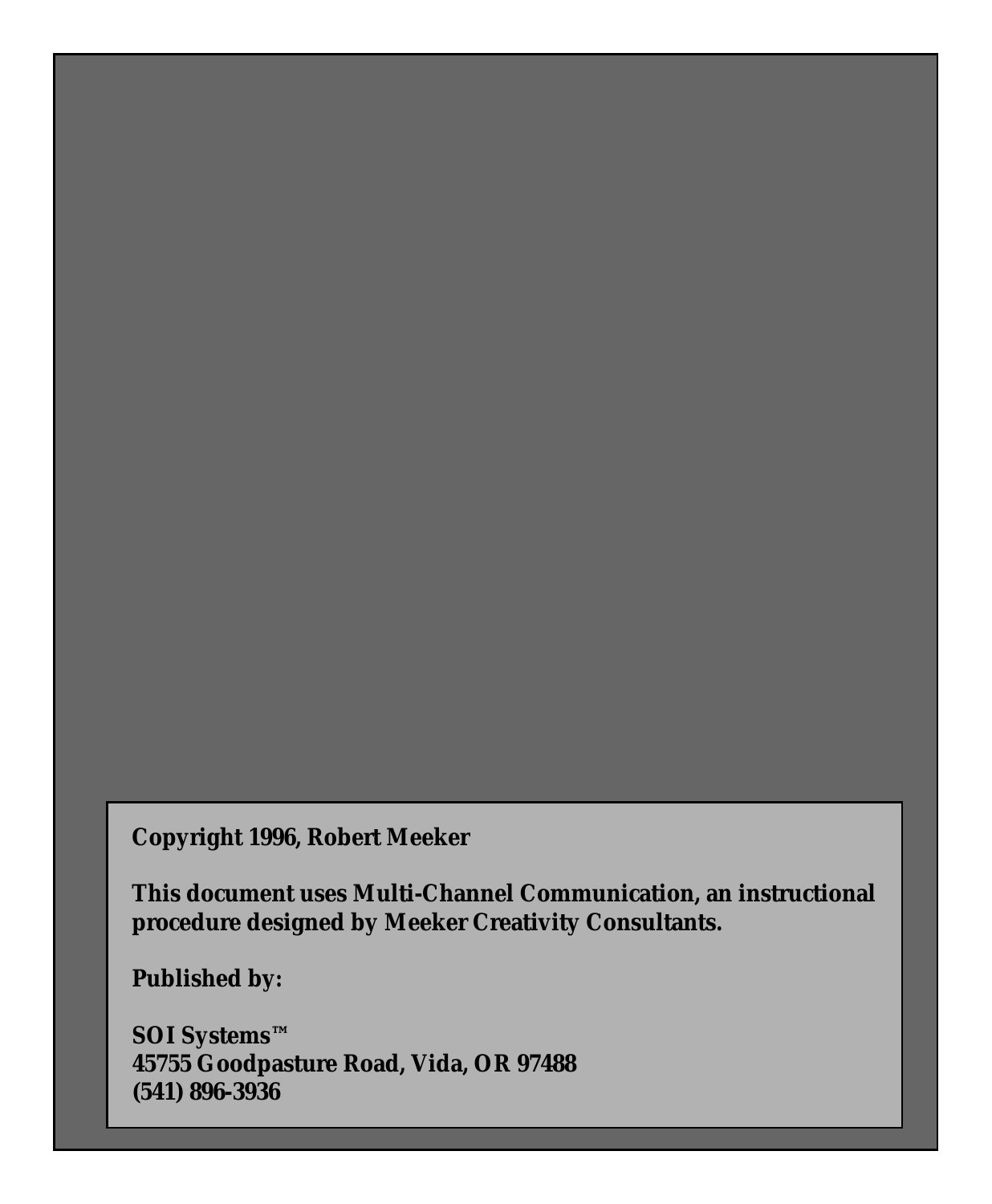**Copyright 1996, Robert Meeker**

**This document uses Multi-Channel Communication, an instructional procedure designed by Meeker Creativity Consultants.**

**Published by:**

**SOI Systems™**
**45755 Goodpasture Road, Vida, OR 97488**
**(541) 896-3936**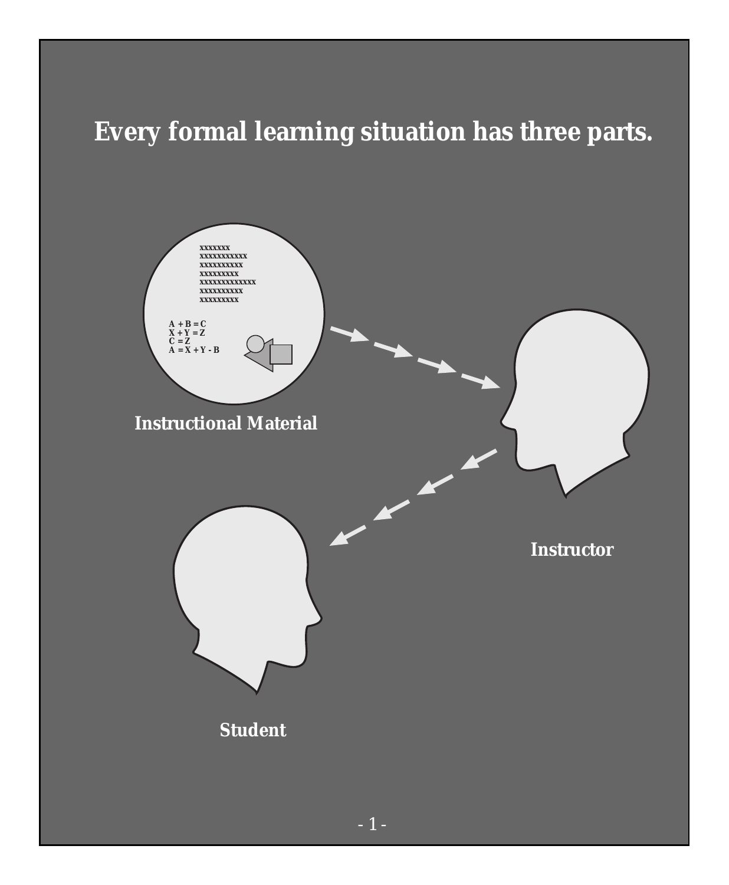# Every formal learning situation has three parts.

Instructional Material

Instructor

Student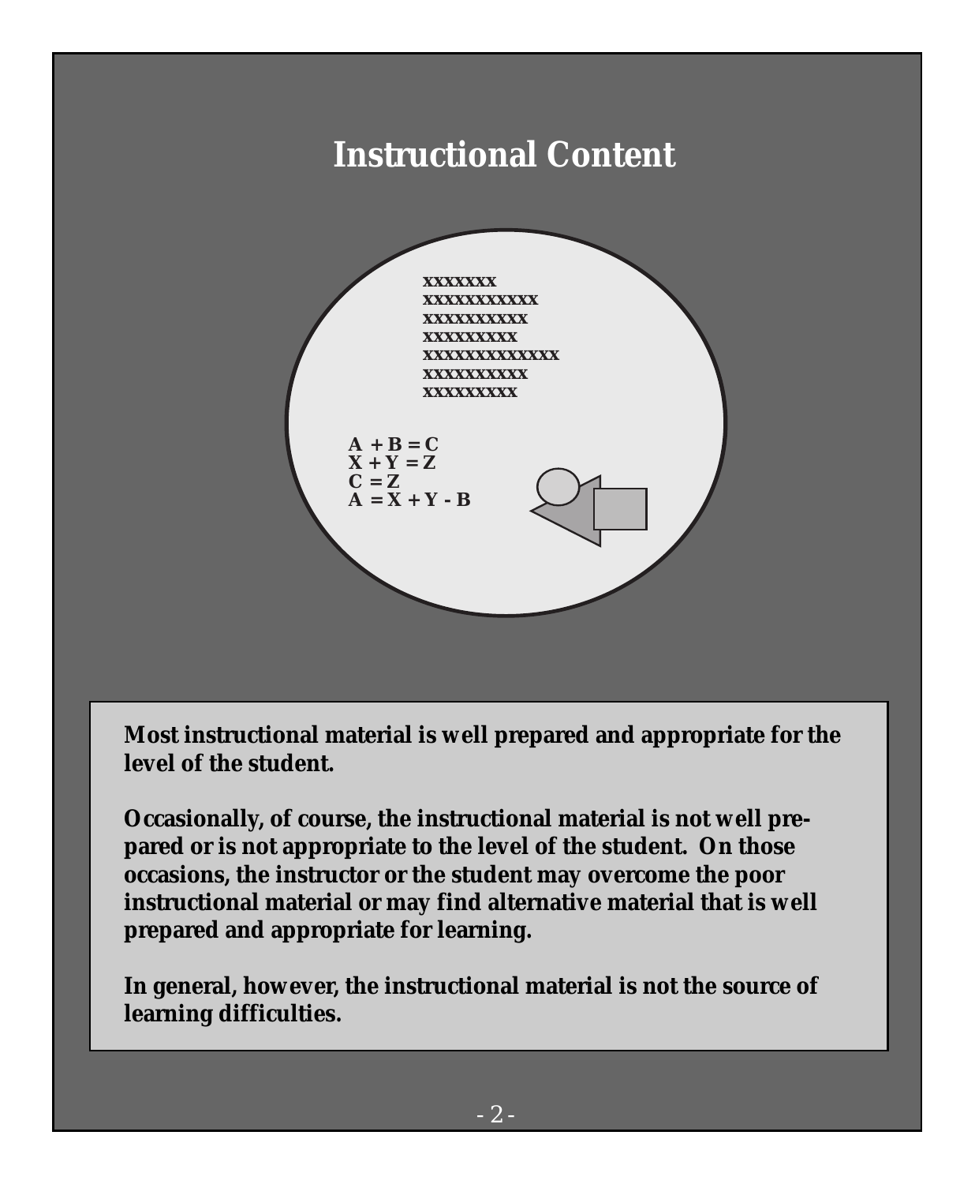# Instructional Content

Most instructional material is well prepared and appropriate for the level of the student.

Occasionally, of course, the instructional material is not well prepared or is not appropriate to the level of the student. On those occasions, the instructor or the student may overcome the poor instructional material or may find alternative material that is well prepared and appropriate for learning.

In general, however, the instructional material is not the source of learning difficulties.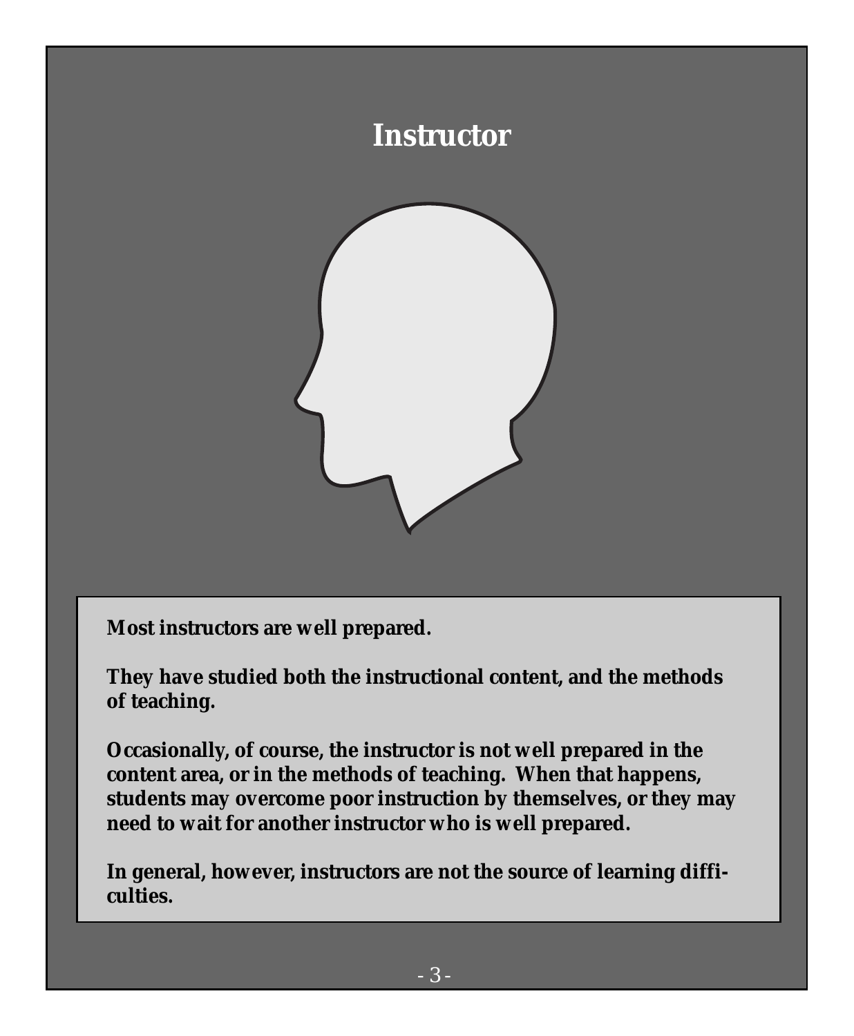# Instructor

**Most instructors are well prepared.**

**They have studied both the instructional content, and the methods of teaching.**

**Occasionally, of course, the instructor is not well prepared in the content area, or in the methods of teaching. When that happens, students may overcome poor instruction by themselves, or they may need to wait for another instructor who is well prepared.**

**In general, however, instructors are not the source of learning difficulties.**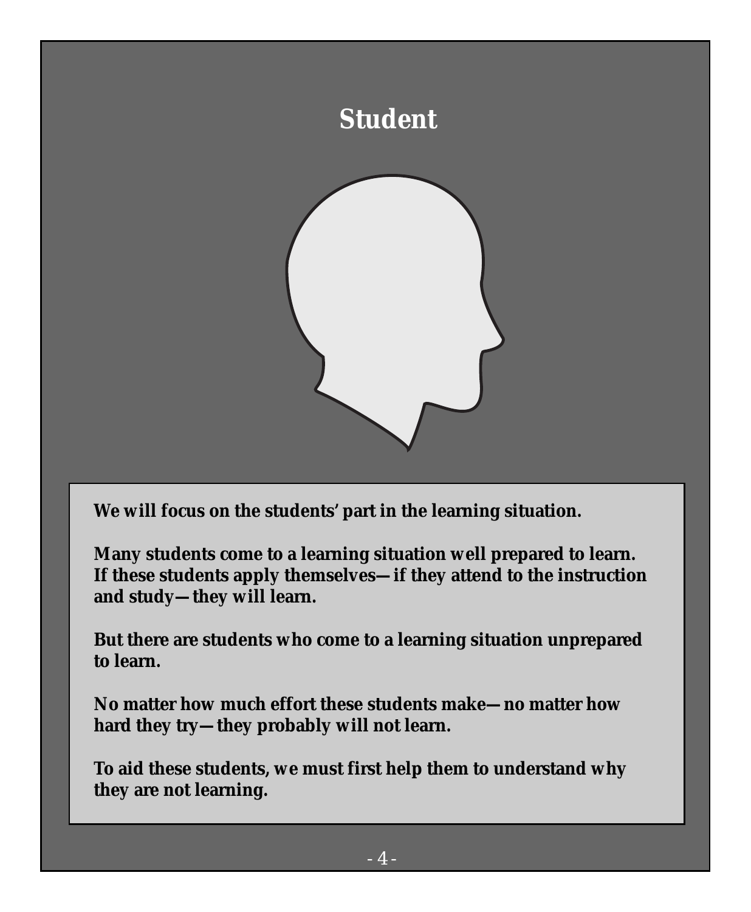# Student

**We will focus on the students' part in the learning situation.**

**Many students come to a learning situation well prepared to learn. If these students apply themselves—if they attend to the instruction and study—they will learn.**

**But there are students who come to a learning situation unprepared to learn.**

**No matter how much effort these students make—no matter how hard they try—they probably will not learn.**

**To aid these students, we must first help them to understand why they are not learning.**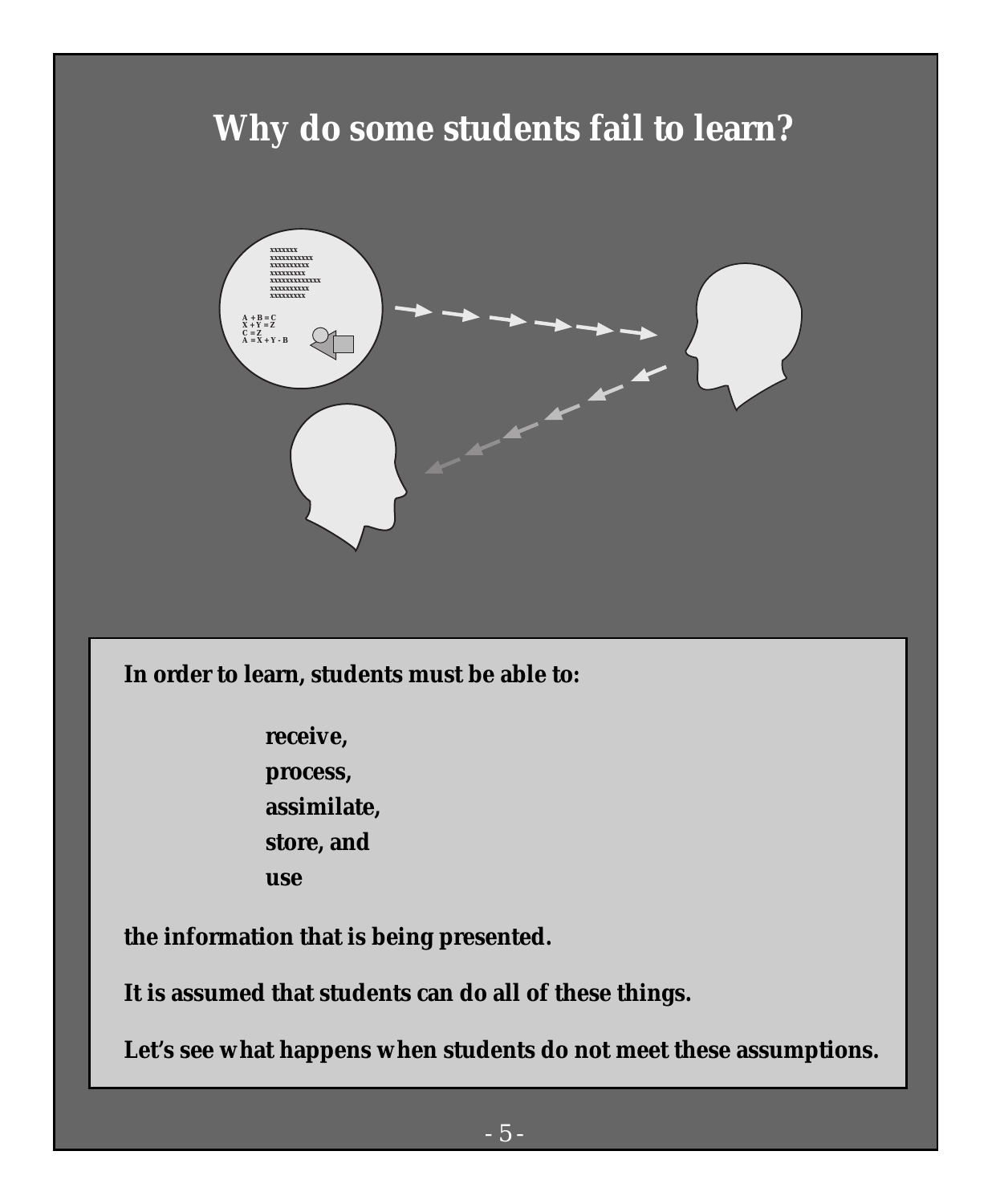# Why do some students fail to learn?

In order to learn, students must be able to:

- receive,
- process,
- assimilate,
- store, and
- use

the information that is being presented.

It is assumed that students can do all of these things.

Let's see what happens when students do not meet these assumptions.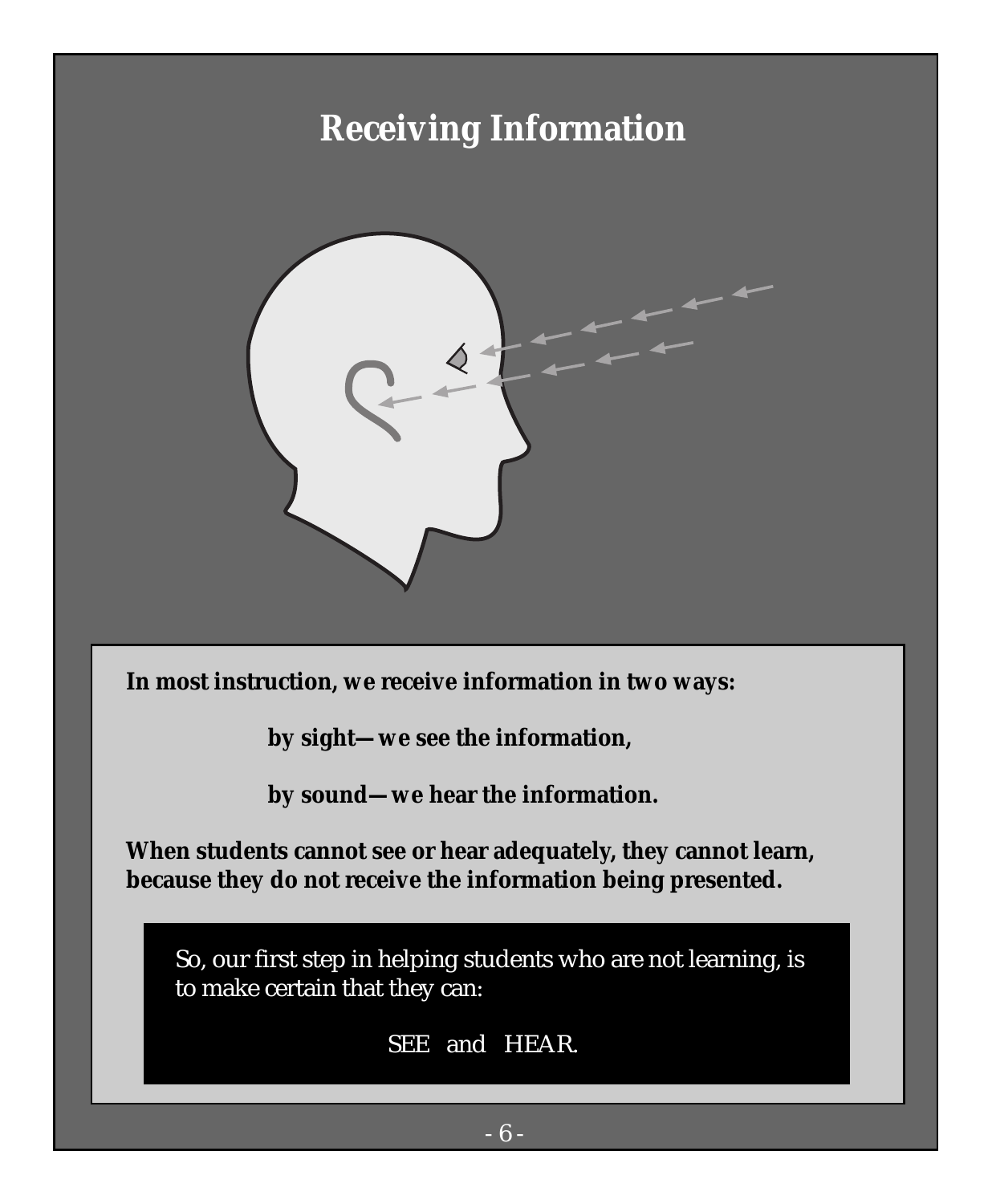# Receiving Information

**In most instruction, we receive information in two ways:**

**by sight—we see the information,**

**by sound—we hear the information.**

**When students cannot see or hear adequately, they cannot learn, because they do not receive the information being presented.**

So, our first step in helping students who are not learning, is to make certain that they can:

SEE and HEAR.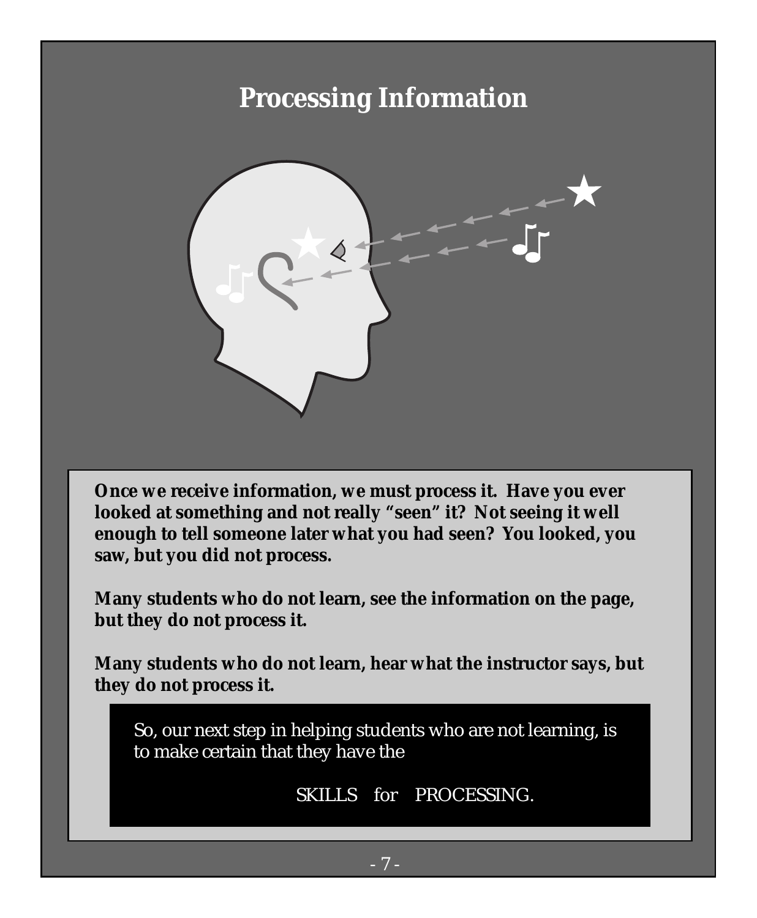# Processing Information

**Once we receive information, we must process it. Have you ever looked at something and not really "seen" it? Not seeing it well enough to tell someone later what you had seen? You looked, you saw, but you did not process.**

**Many students who do not learn, see the information on the page, but they do not process it.**

**Many students who do not learn, hear what the instructor says, but they do not process it.**

So, our next step in helping students who are not learning, is to make certain that they have the

SKILLS for PROCESSING.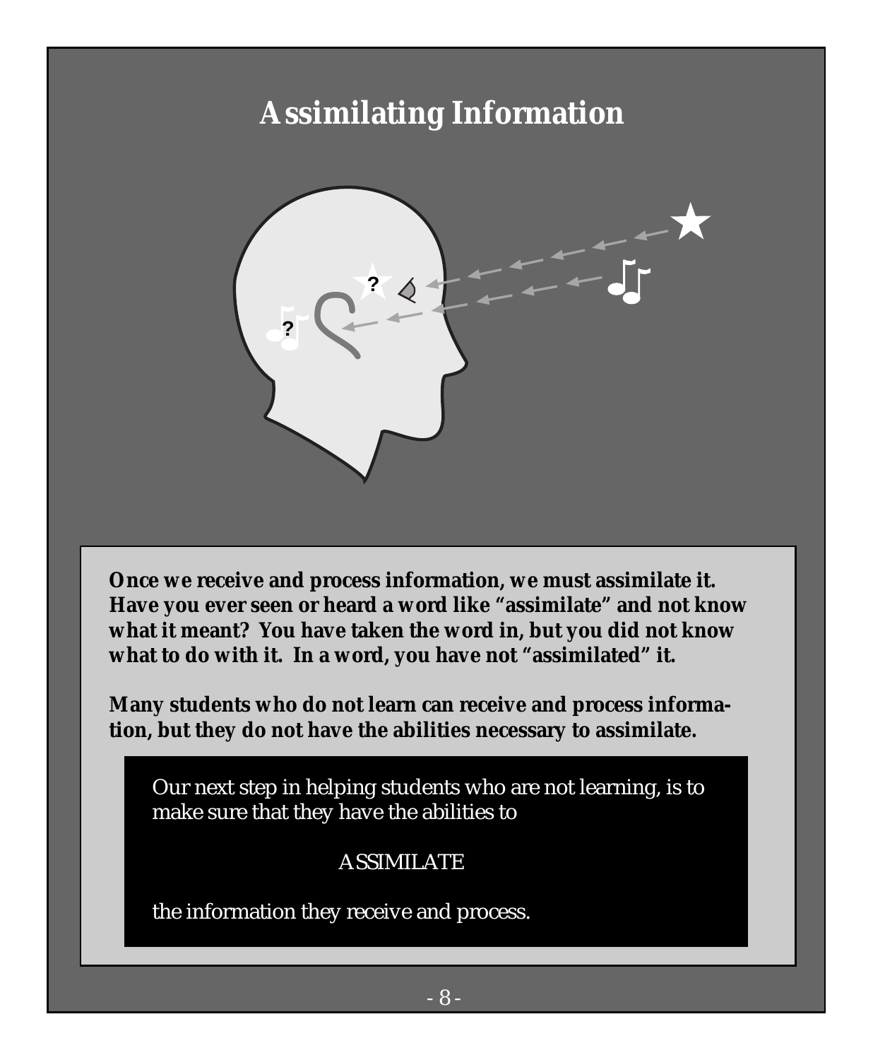# Assimilating Information

**Once we receive and process information, we must assimilate it. Have you ever seen or heard a word like "assimilate" and not know what it meant? You have taken the word in, but you did not know what to do with it. In a word, you have not "assimilated" it.**

**Many students who do not learn can receive and process information, but they do not have the abilities necessary to assimilate.**

Our next step in helping students who are not learning, is to make sure that they have the abilities to

ASSIMILATE

the information they receive and process.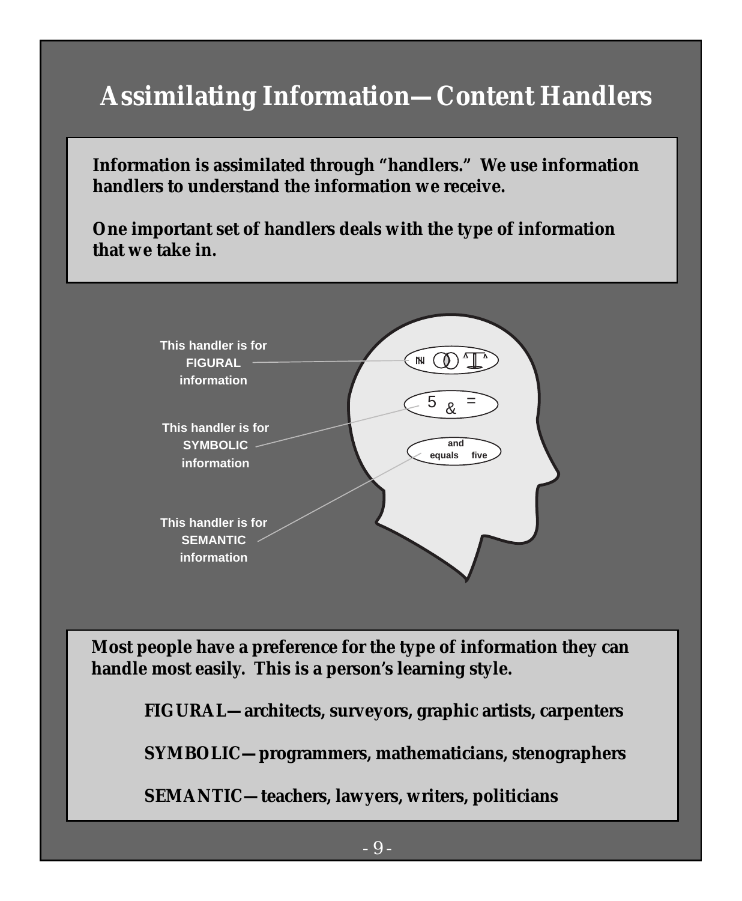# Assimilating Information—Content Handlers

**Information is assimilated through "handlers." We use information handlers to understand the information we receive.**

**One important set of handlers deals with the type of information that we take in.**

This handler is for **FIGURAL** information

This handler is for **SYMBOLIC** information

5 & =

This handler is for **SEMANTIC** information

and equals five

**Most people have a preference for the type of information they can handle most easily. This is a person's learning style.**

**FIGURAL—architects, surveyors, graphic artists, carpenters**

**SYMBOLIC—programmers, mathematicians, stenographers**

**SEMANTIC—teachers, lawyers, writers, politicians**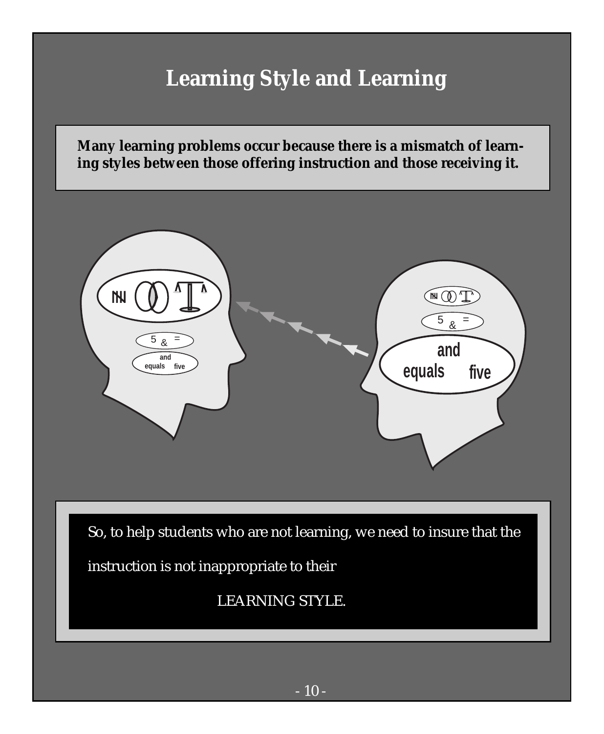# Learning Style and Learning

**Many learning problems occur because there is a mismatch of learning styles between those offering instruction and those receiving it.**

So, to help students who are not learning, we need to insure that the instruction is not inappropriate to their

LEARNING STYLE.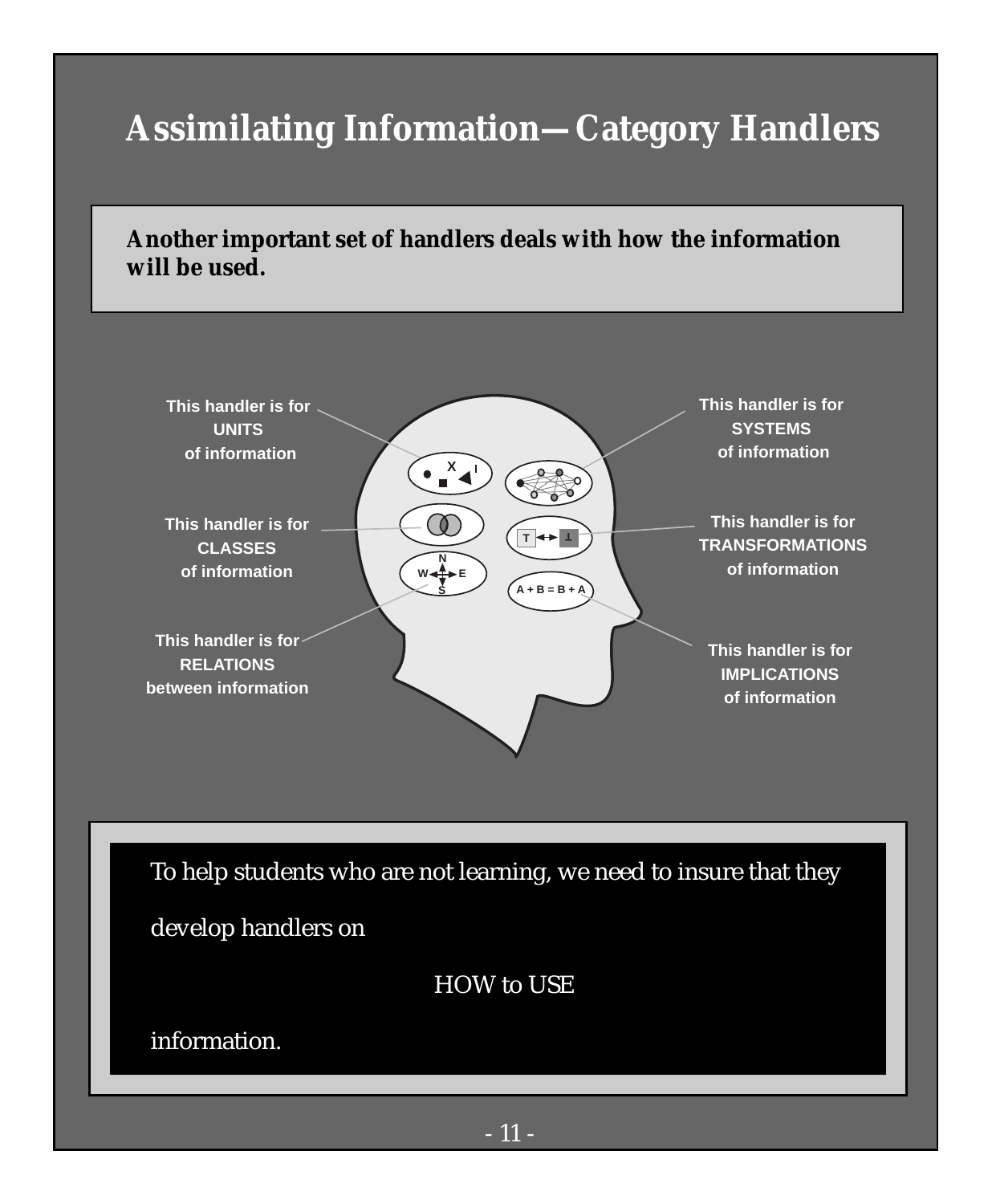# Assimilating Information—Category Handlers

**Another important set of handlers deals with how the information will be used.**

This handler is for **UNITS** of information

This handler is for **CLASSES** of information

This handler is for **RELATIONS** between information

This handler is for **SYSTEMS** of information

This handler is for **TRANSFORMATIONS** of information

This handler is for **IMPLICATIONS** of information

To help students who are not learning, we need to insure that they develop handlers on

HOW to USE

information.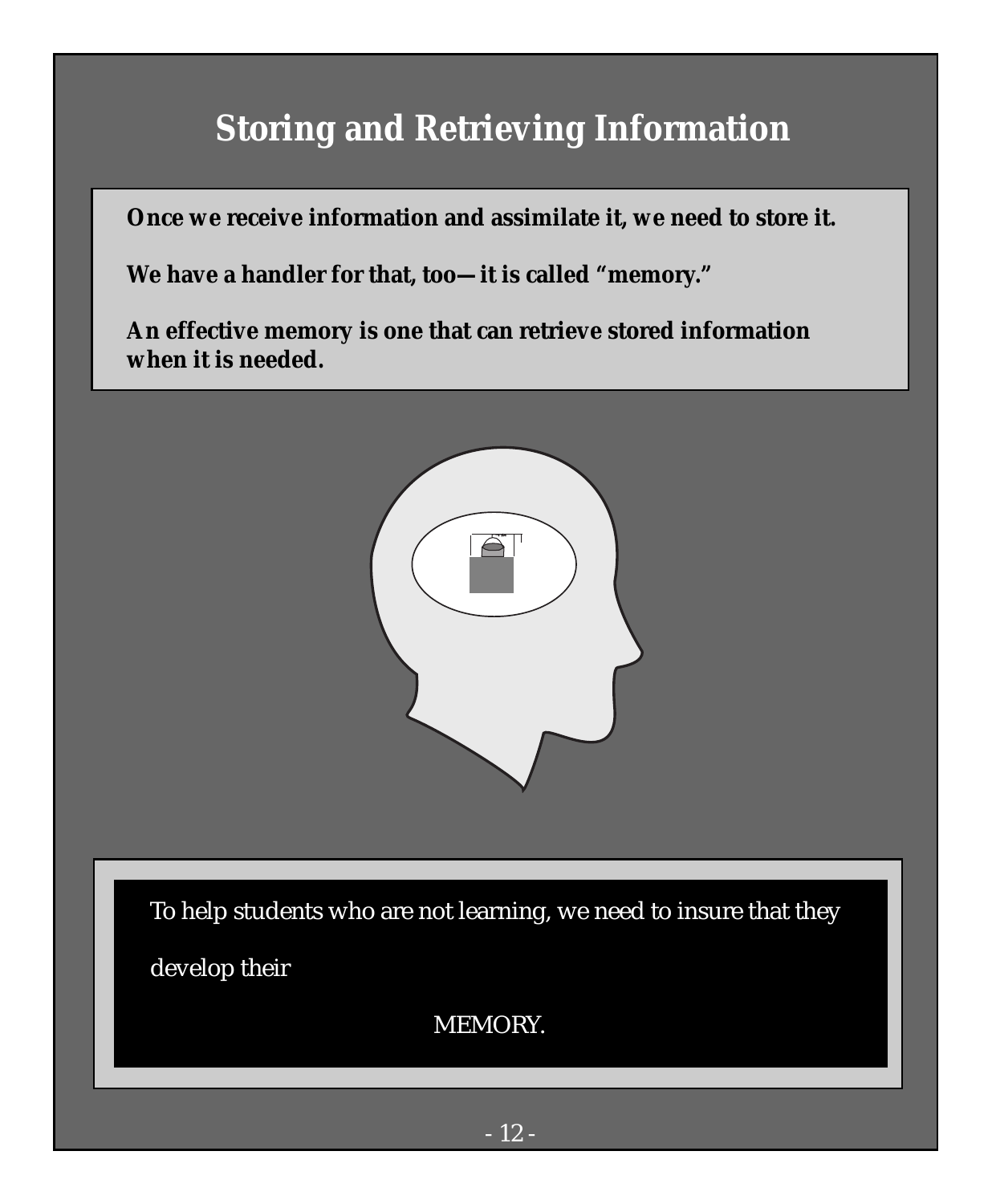# Storing and Retrieving Information

**Once we receive information and assimilate it, we need to store it.**

**We have a handler for that, too—it is called "memory."**

**An effective memory is one that can retrieve stored information when it is needed.**

To help students who are not learning, we need to insure that they develop their

MEMORY.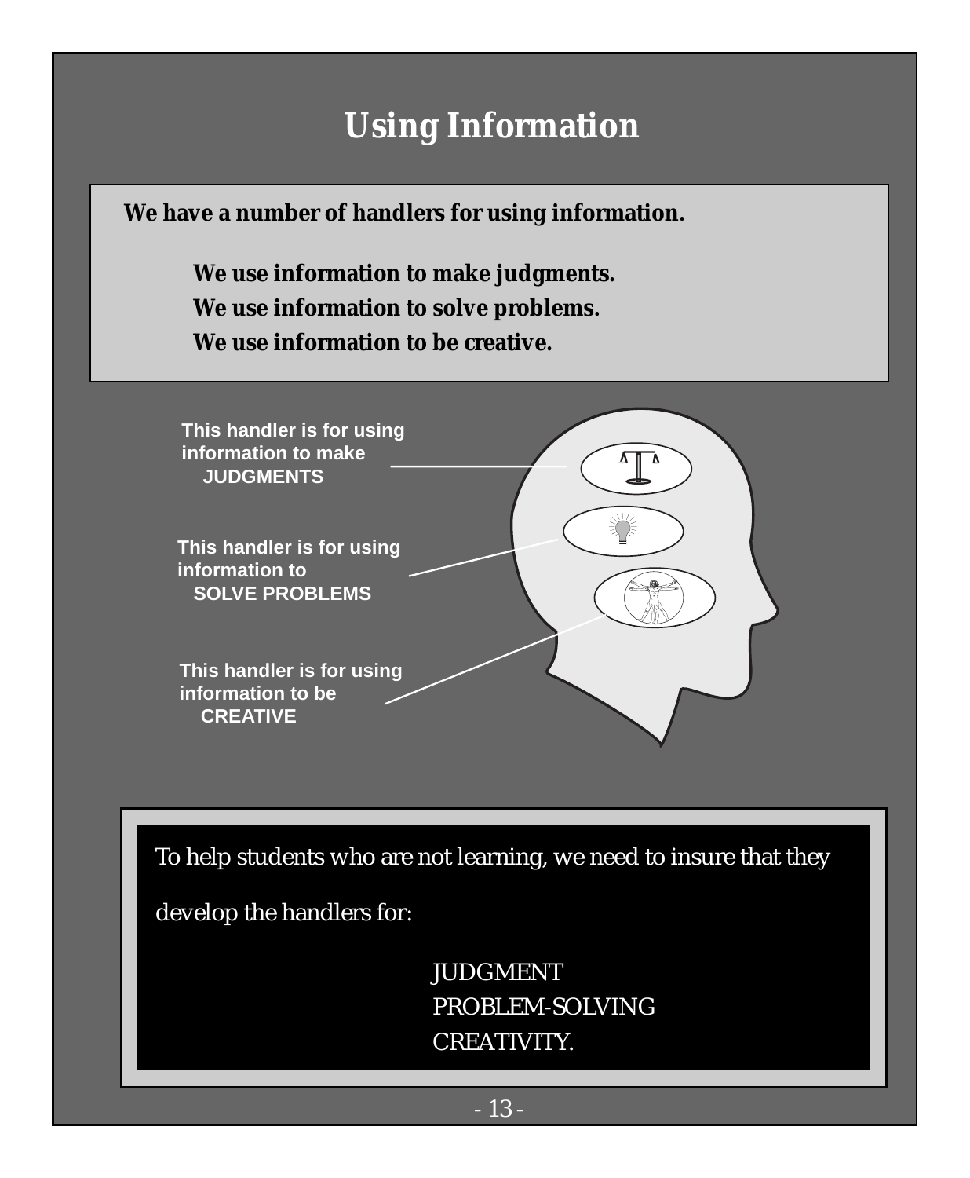# Using Information

**We have a number of handlers for using information.**

**We use information to make judgments.**
**We use information to solve problems.**
**We use information to be creative.**

**This handler is for using information to make JUDGMENTS**

**This handler is for using information to SOLVE PROBLEMS**

**This handler is for using information to be CREATIVE**

To help students who are not learning, we need to insure that they develop the handlers for:

JUDGMENT
PROBLEM-SOLVING
CREATIVITY.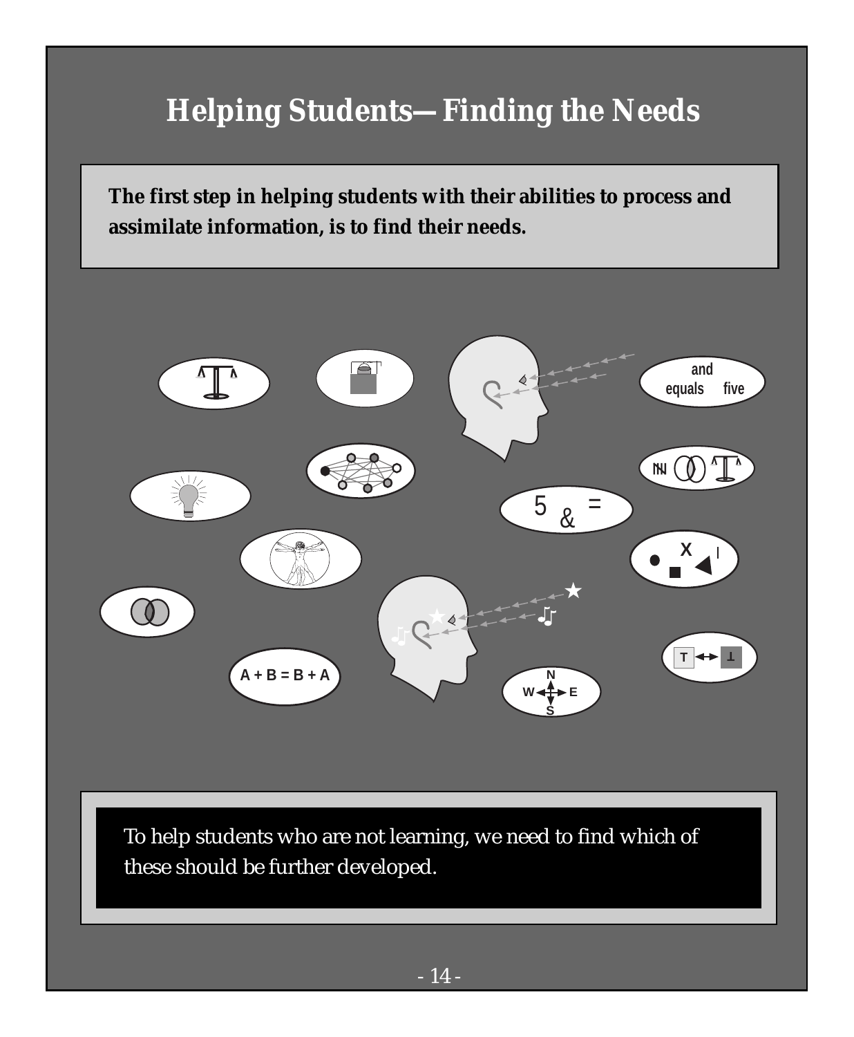# Helping Students—Finding the Needs

**The first step in helping students with their abilities to process and assimilate information, is to find their needs.**

To help students who are not learning, we need to find which of these should be further developed.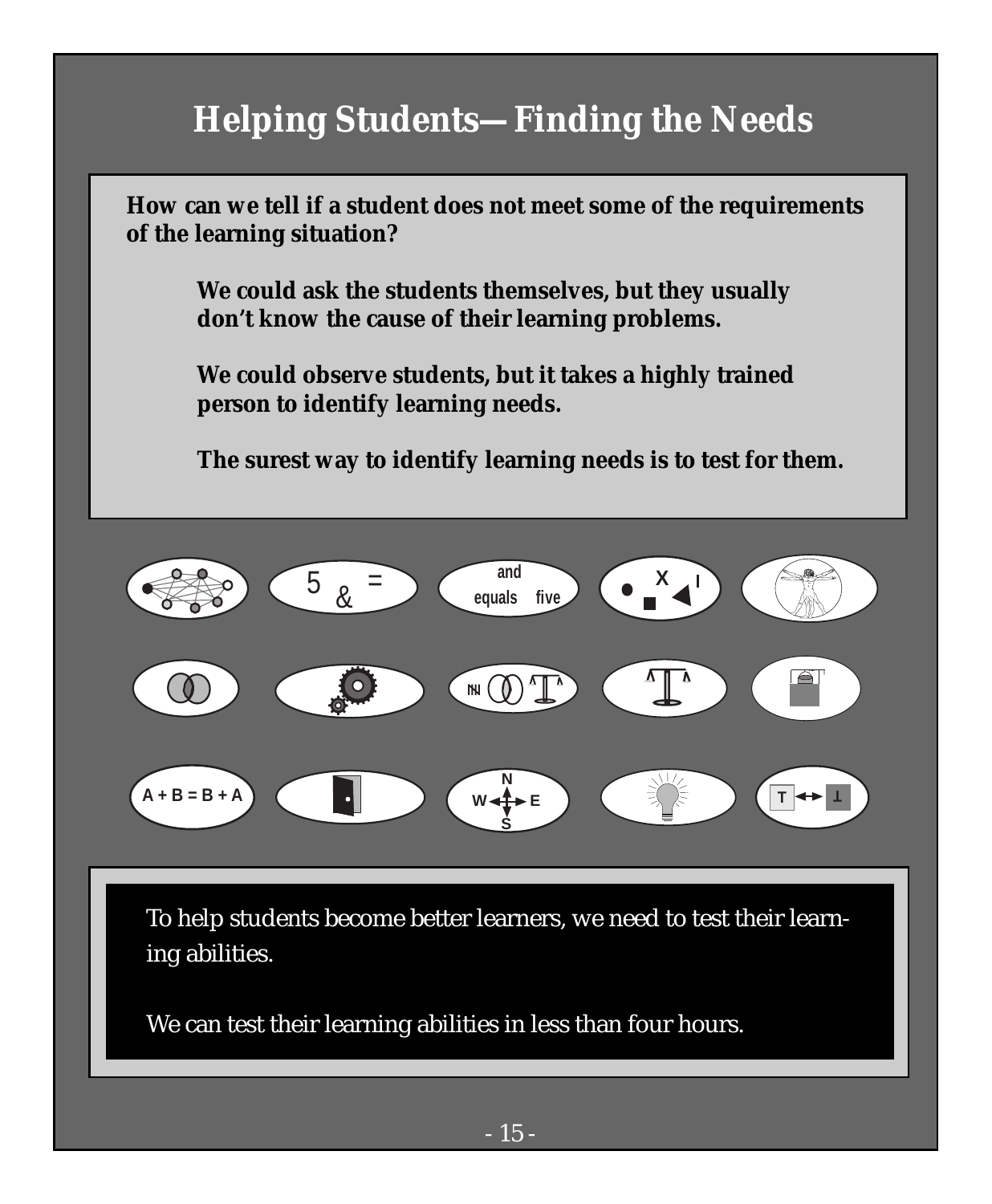# Helping Students—Finding the Needs

**How can we tell if a student does not meet some of the requirements of the learning situation?**

**We could ask the students themselves, but they usually don't know the cause of their learning problems.**

**We could observe students, but it takes a highly trained person to identify learning needs.**

**The surest way to identify learning needs is to test for them.**

To help students become better learners, we need to test their learning abilities.

We can test their learning abilities in less than four hours.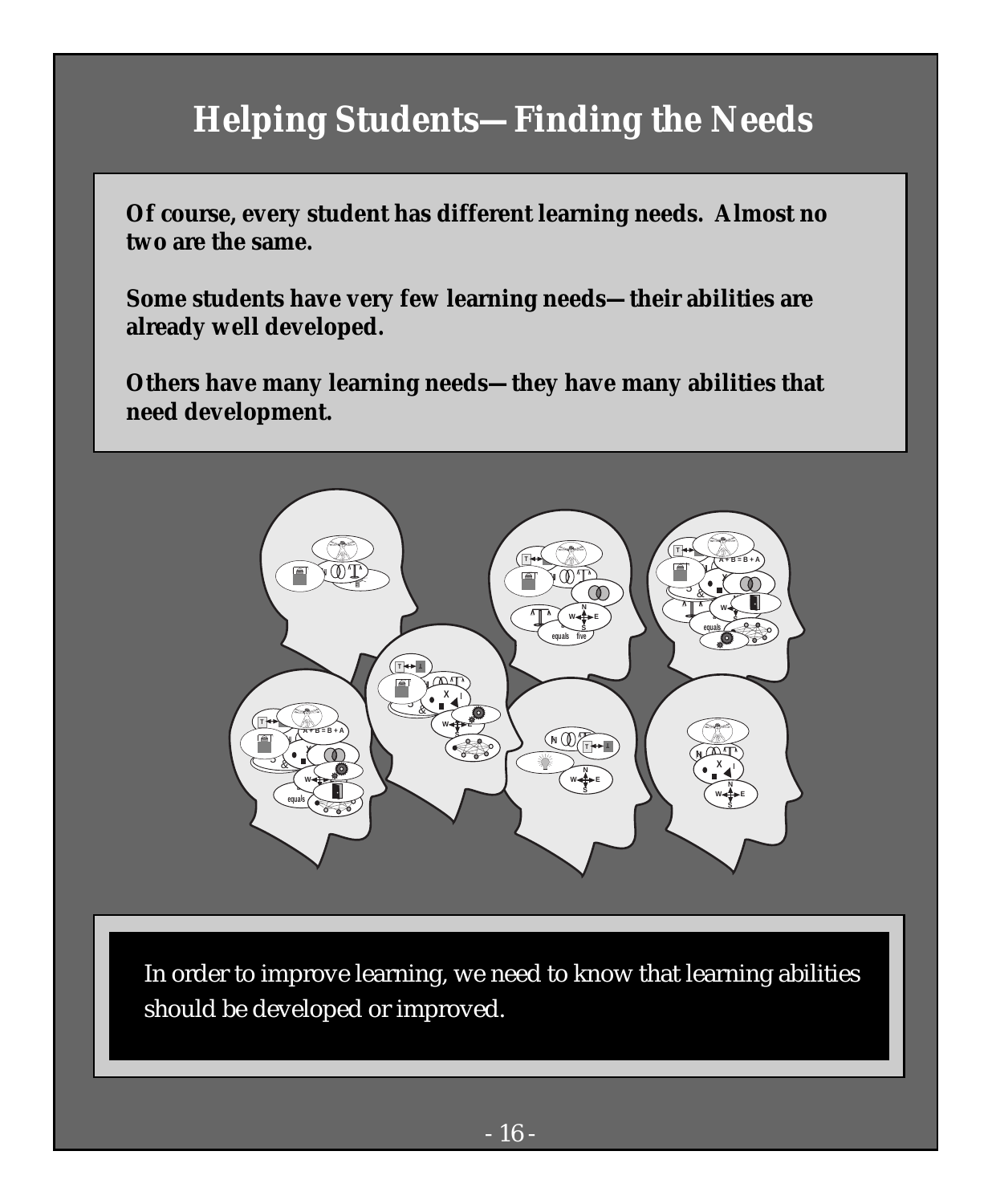# Helping Students—Finding the Needs

**Of course, every student has different learning needs. Almost no two are the same.**

**Some students have very few learning needs—their abilities are already well developed.**

**Others have many learning needs—they have many abilities that need development.**

In order to improve learning, we need to know that learning abilities should be developed or improved.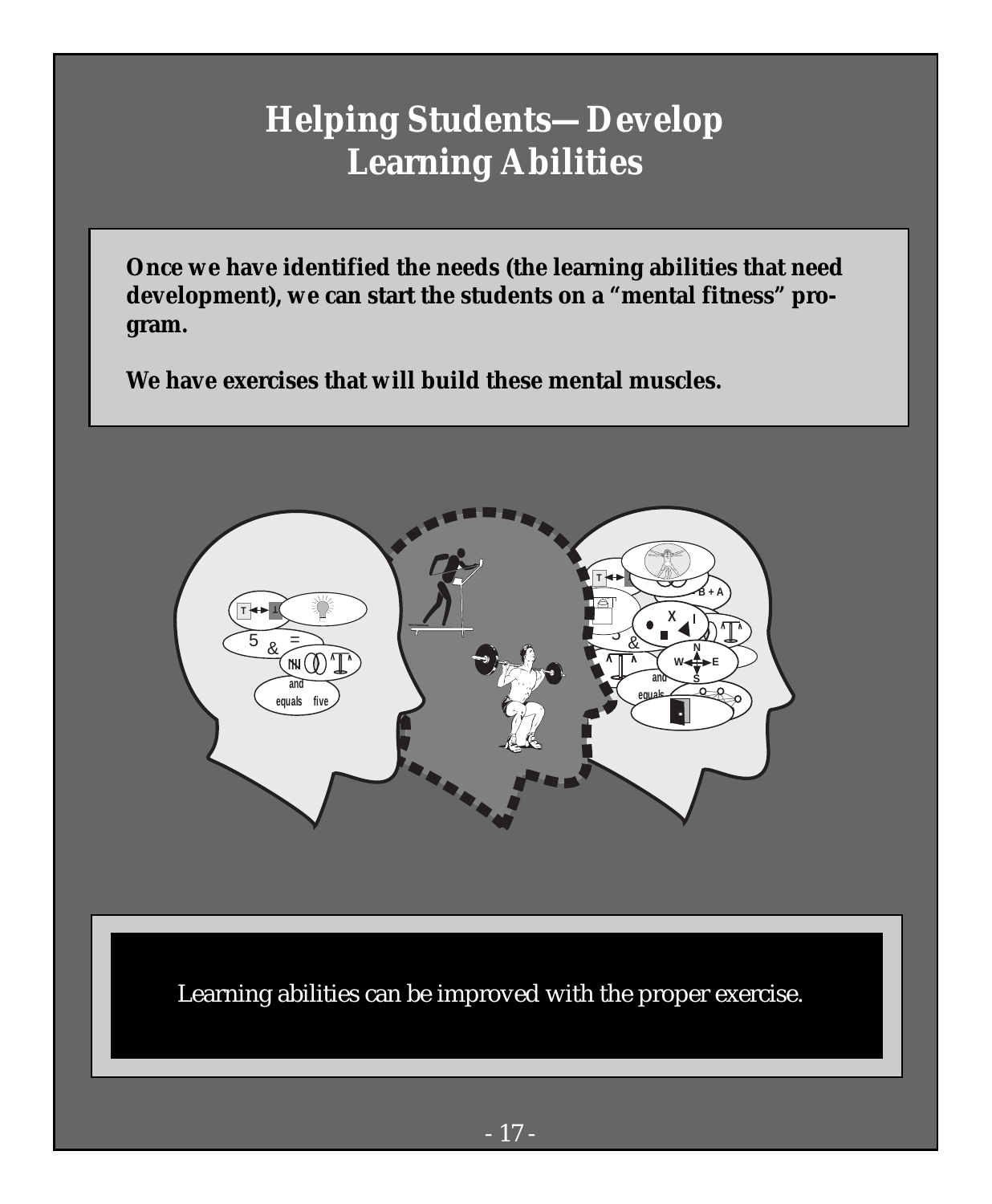# Helping Students—Develop Learning Abilities

**Once we have identified the needs (the learning abilities that need development), we can start the students on a "mental fitness" program.**

**We have exercises that will build these mental muscles.**

Learning abilities can be improved with the proper exercise.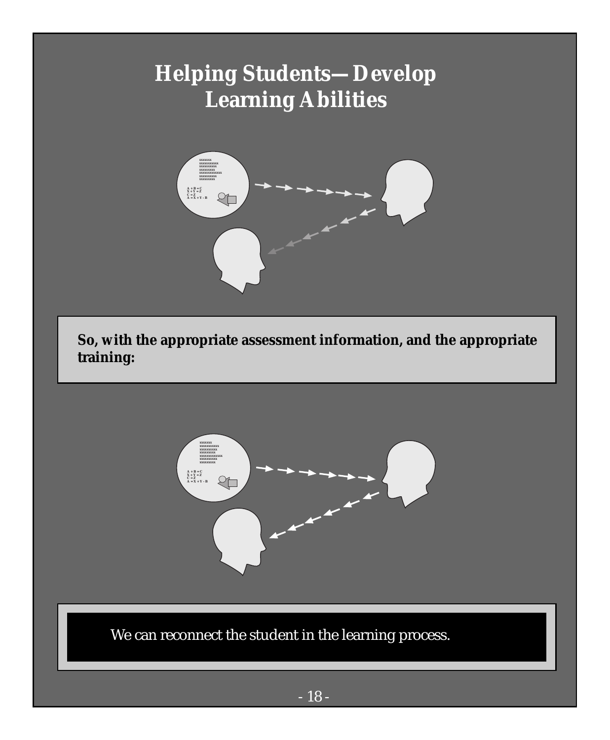# Helping Students—Develop Learning Abilities

**So, with the appropriate assessment information, and the appropriate training:**

We can reconnect the student in the learning process.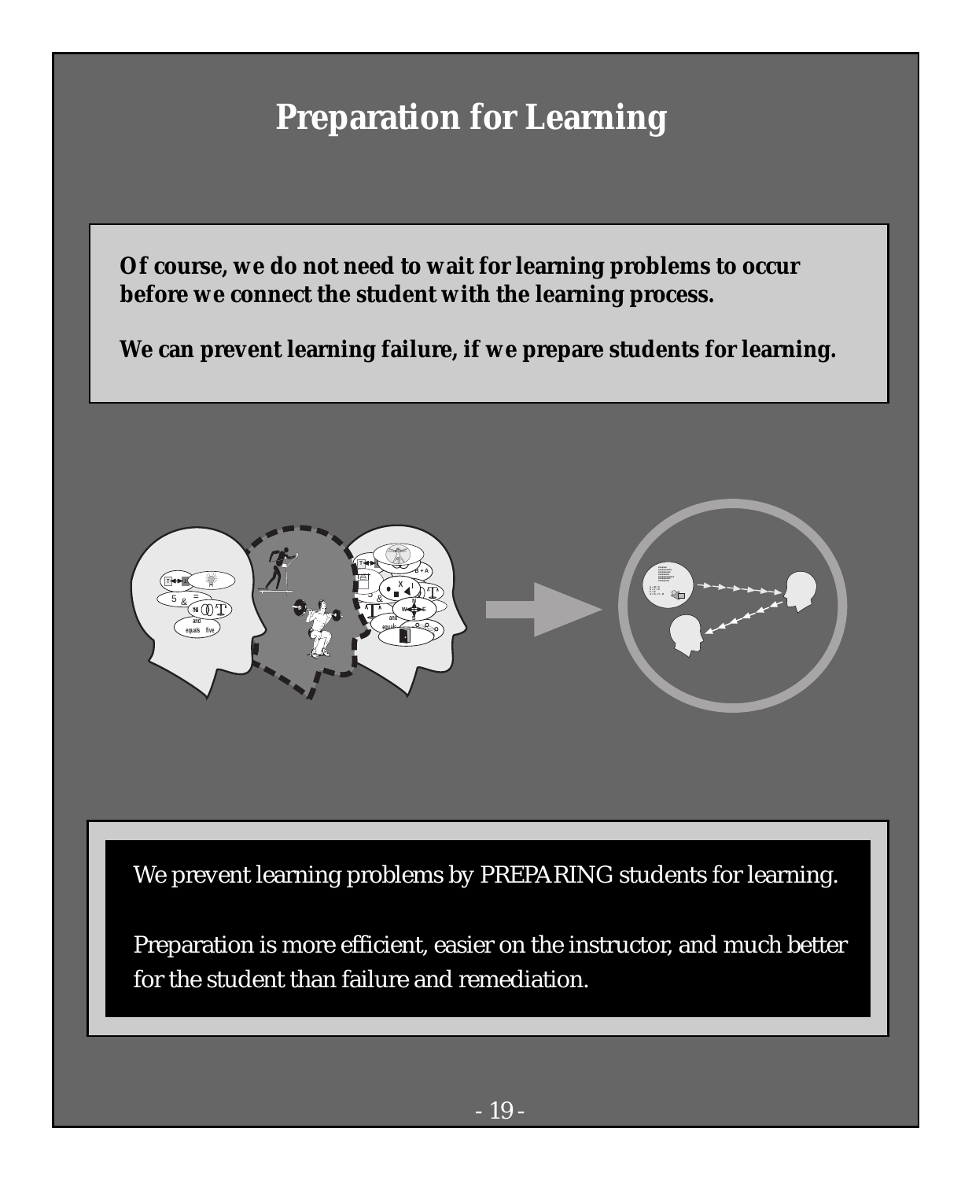# Preparation for Learning

**Of course, we do not need to wait for learning problems to occur before we connect the student with the learning process.**

**We can prevent learning failure, if we prepare students for learning.**

We prevent learning problems by PREPARING students for learning.

Preparation is more efficient, easier on the instructor, and much better for the student than failure and remediation.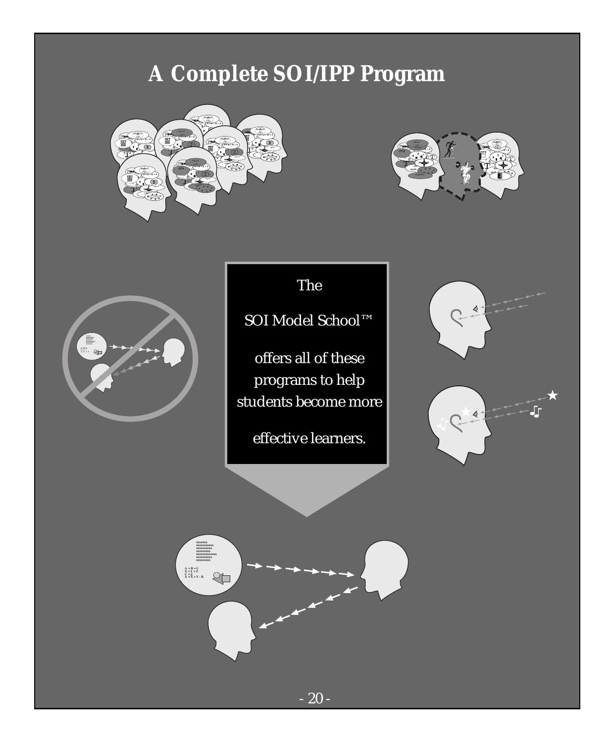# A Complete SOI/IPP Program

The

SOI Model School™

offers all of these programs to help students become more

effective learners.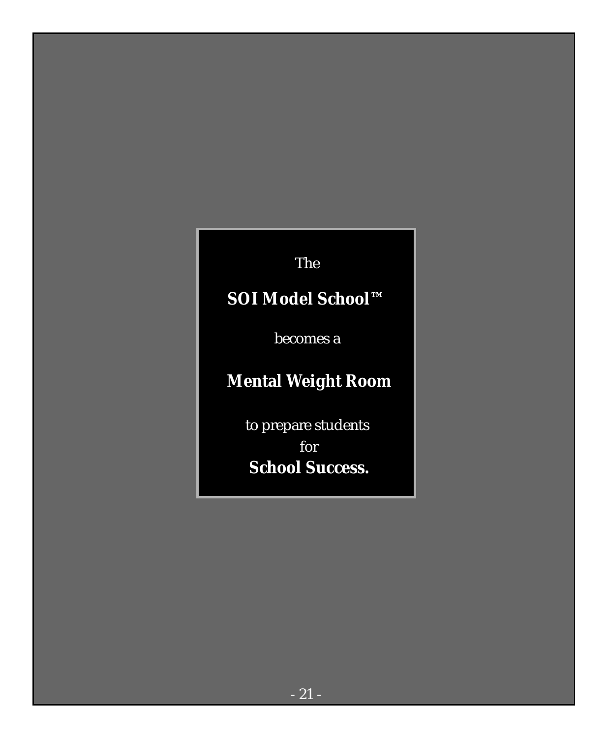The

**SOI Model School™**

becomes a

**Mental Weight Room**

to prepare students
for
**School Success.**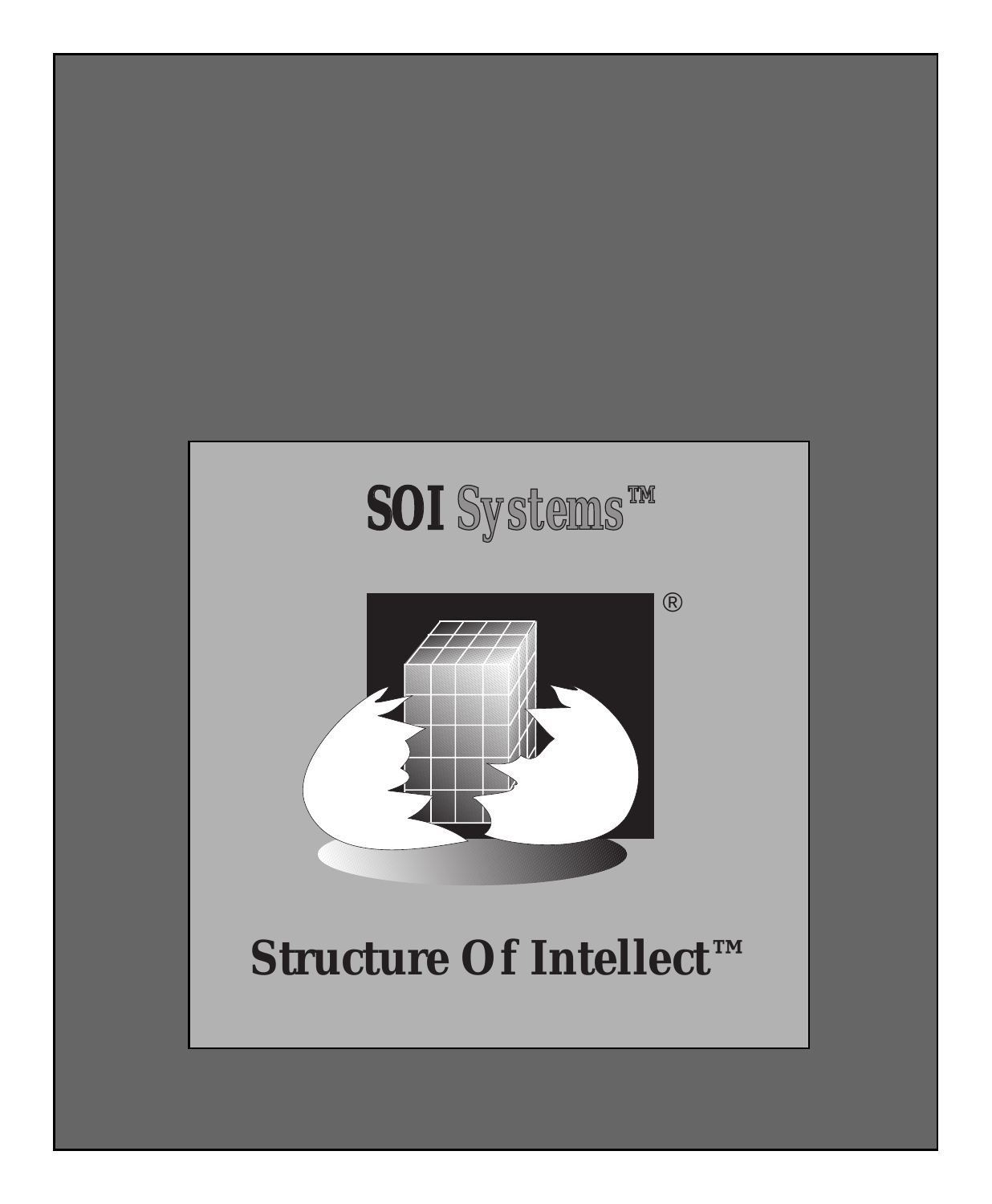SOI Systems™

®

Structure Of Intellect™